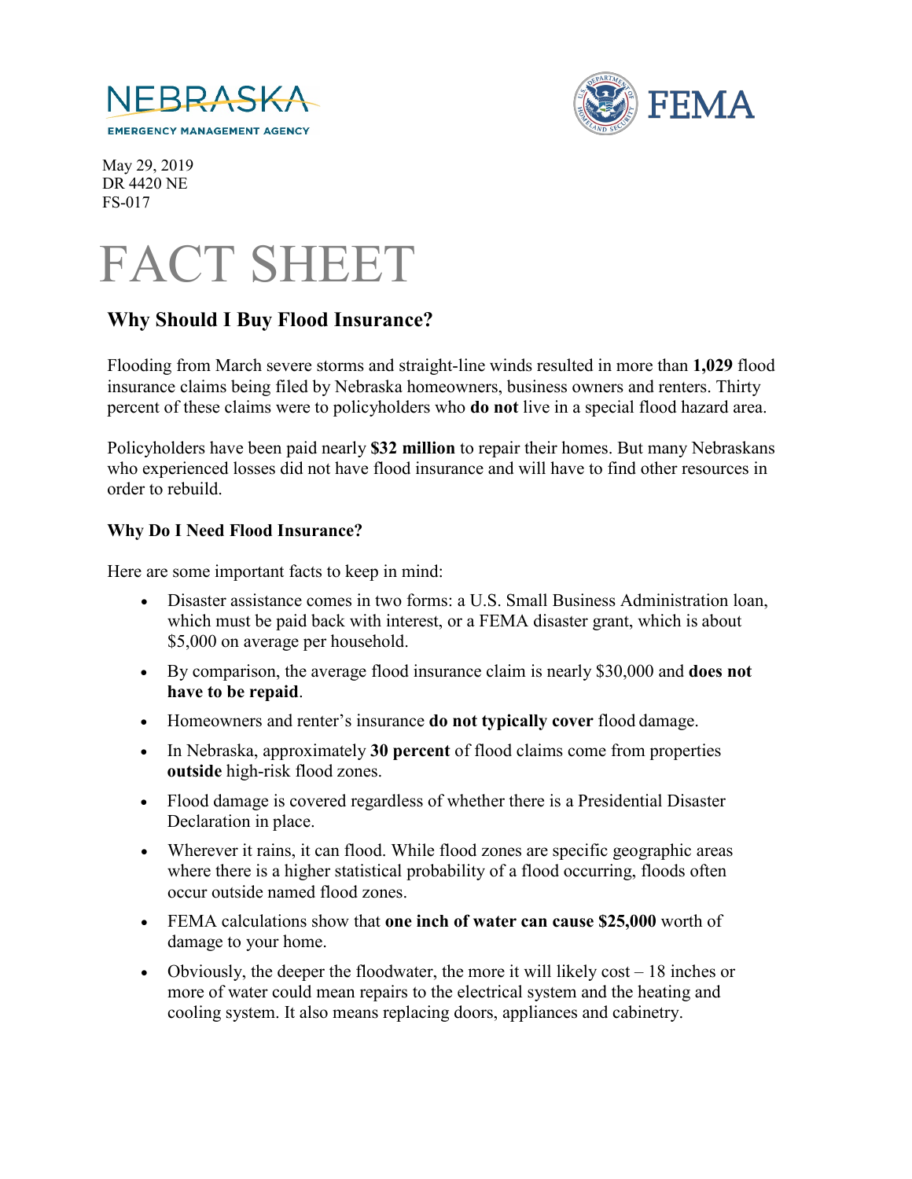NEBRASKA
EMERGENCY MANAGEMENT AGENCY

FEMA

May 29, 2019
DR 4420 NE
FS-017

# FACT SHEET

## Why Should I Buy Flood Insurance?

Flooding from March severe storms and straight-line winds resulted in more than **1,029** flood insurance claims being filed by Nebraska homeowners, business owners and renters. Thirty percent of these claims were to policyholders who **do not** live in a special flood hazard area.

Policyholders have been paid nearly **$32 million** to repair their homes. But many Nebraskans who experienced losses did not have flood insurance and will have to find other resources in order to rebuild.

### Why Do I Need Flood Insurance?

Here are some important facts to keep in mind:

- Disaster assistance comes in two forms: a U.S. Small Business Administration loan, which must be paid back with interest, or a FEMA disaster grant, which is about $5,000 on average per household.
- By comparison, the average flood insurance claim is nearly $30,000 and **does not have to be repaid**.
- Homeowners and renter's insurance **do not typically cover** flood damage.
- In Nebraska, approximately **30 percent** of flood claims come from properties **outside** high-risk flood zones.
- Flood damage is covered regardless of whether there is a Presidential Disaster Declaration in place.
- Wherever it rains, it can flood. While flood zones are specific geographic areas where there is a higher statistical probability of a flood occurring, floods often occur outside named flood zones.
- FEMA calculations show that **one inch of water can cause $25,000** worth of damage to your home.
- Obviously, the deeper the floodwater, the more it will likely cost – 18 inches or more of water could mean repairs to the electrical system and the heating and cooling system. It also means replacing doors, appliances and cabinetry.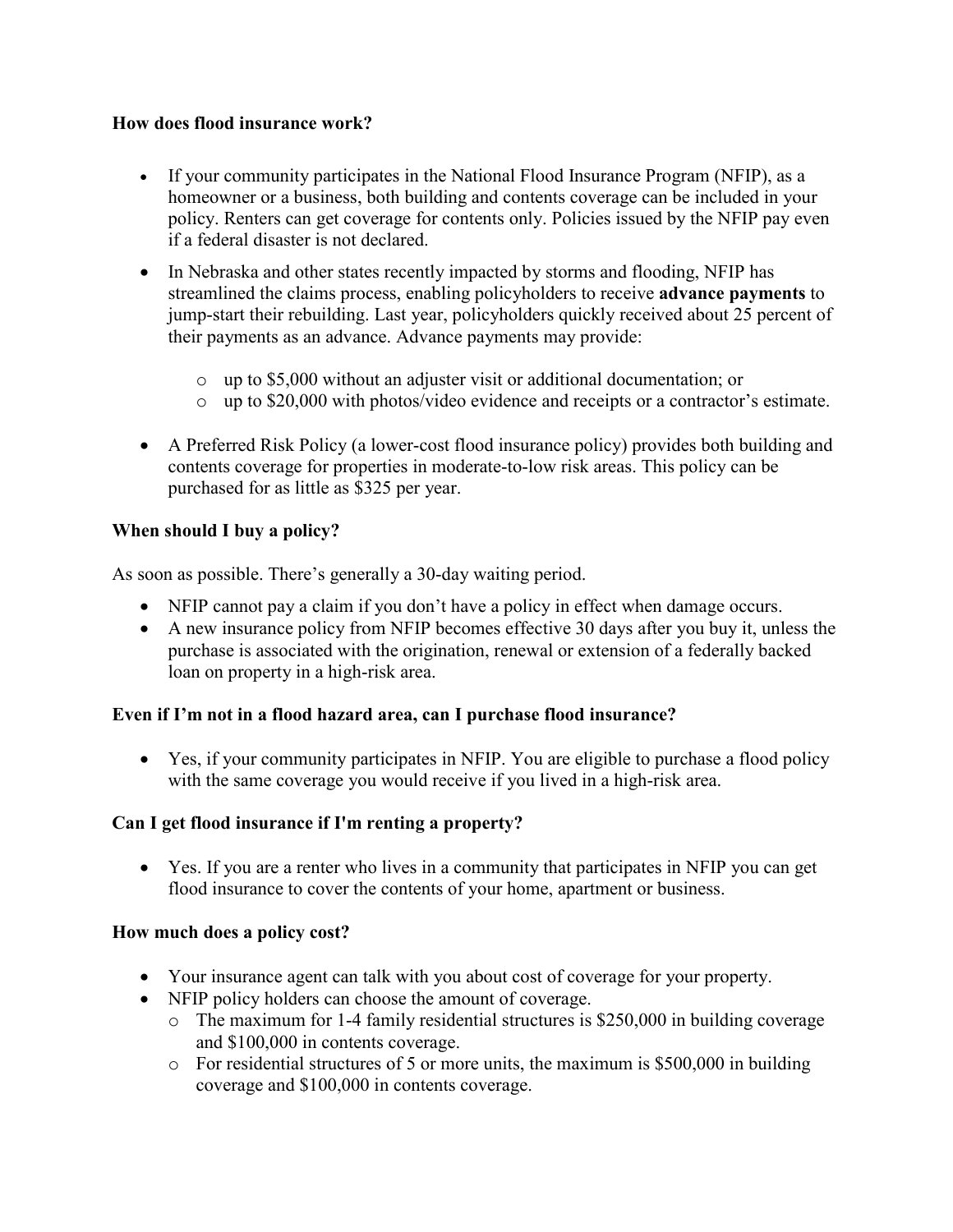**How does flood insurance work?**

- If your community participates in the National Flood Insurance Program (NFIP), as a homeowner or a business, both building and contents coverage can be included in your policy. Renters can get coverage for contents only. Policies issued by the NFIP pay even if a federal disaster is not declared.
- In Nebraska and other states recently impacted by storms and flooding, NFIP has streamlined the claims process, enabling policyholders to receive **advance payments** to jump-start their rebuilding. Last year, policyholders quickly received about 25 percent of their payments as an advance. Advance payments may provide:
    - up to $5,000 without an adjuster visit or additional documentation; or
    - up to $20,000 with photos/video evidence and receipts or a contractor's estimate.
- A Preferred Risk Policy (a lower-cost flood insurance policy) provides both building and contents coverage for properties in moderate-to-low risk areas. This policy can be purchased for as little as $325 per year.

**When should I buy a policy?**

As soon as possible. There's generally a 30-day waiting period.

- NFIP cannot pay a claim if you don't have a policy in effect when damage occurs.
- A new insurance policy from NFIP becomes effective 30 days after you buy it, unless the purchase is associated with the origination, renewal or extension of a federally backed loan on property in a high-risk area.

**Even if I'm not in a flood hazard area, can I purchase flood insurance?**

- Yes, if your community participates in NFIP. You are eligible to purchase a flood policy with the same coverage you would receive if you lived in a high-risk area.

**Can I get flood insurance if I'm renting a property?**

- Yes. If you are a renter who lives in a community that participates in NFIP you can get flood insurance to cover the contents of your home, apartment or business.

**How much does a policy cost?**

- Your insurance agent can talk with you about cost of coverage for your property.
- NFIP policy holders can choose the amount of coverage.
    - The maximum for 1-4 family residential structures is $250,000 in building coverage and $100,000 in contents coverage.
    - For residential structures of 5 or more units, the maximum is $500,000 in building coverage and $100,000 in contents coverage.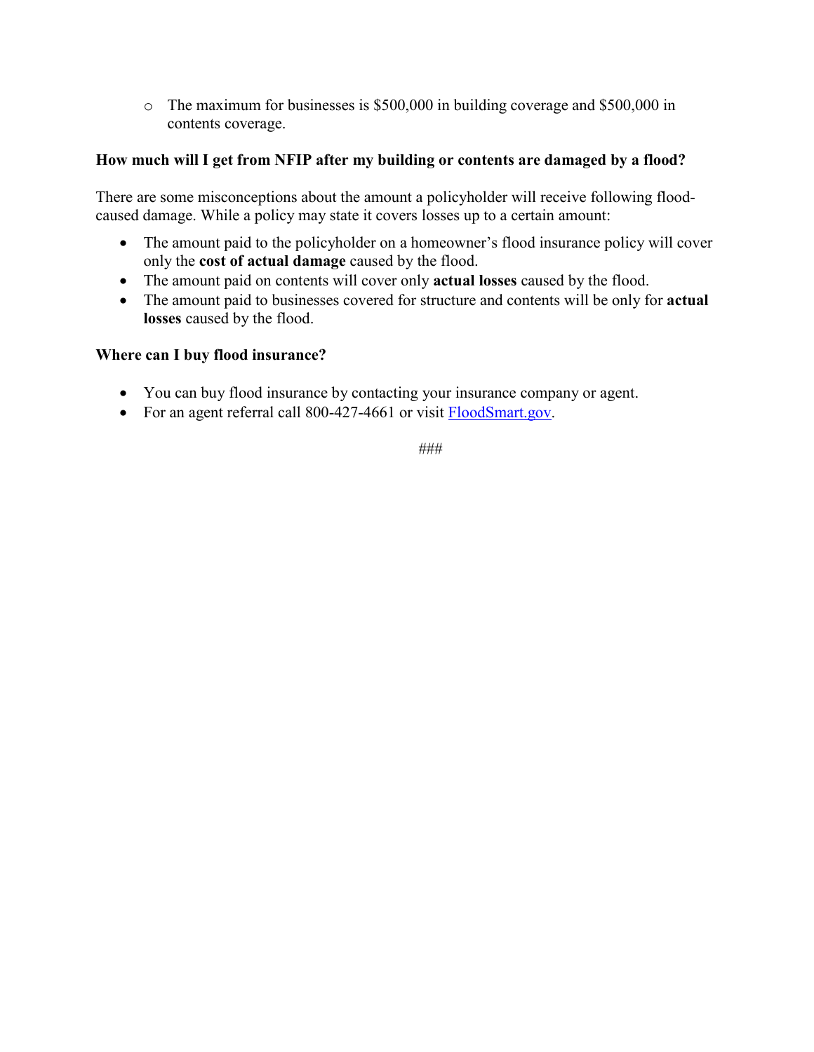- The maximum for businesses is $500,000 in building coverage and $500,000 in contents coverage.

**How much will I get from NFIP after my building or contents are damaged by a flood?**

There are some misconceptions about the amount a policyholder will receive following flood-caused damage. While a policy may state it covers losses up to a certain amount:

- The amount paid to the policyholder on a homeowner's flood insurance policy will cover only the **cost of actual damage** caused by the flood.
- The amount paid on contents will cover only **actual losses** caused by the flood.
- The amount paid to businesses covered for structure and contents will be only for **actual losses** caused by the flood.

**Where can I buy flood insurance?**

- You can buy flood insurance by contacting your insurance company or agent.
- For an agent referral call 800-427-4661 or visit FloodSmart.gov.

###